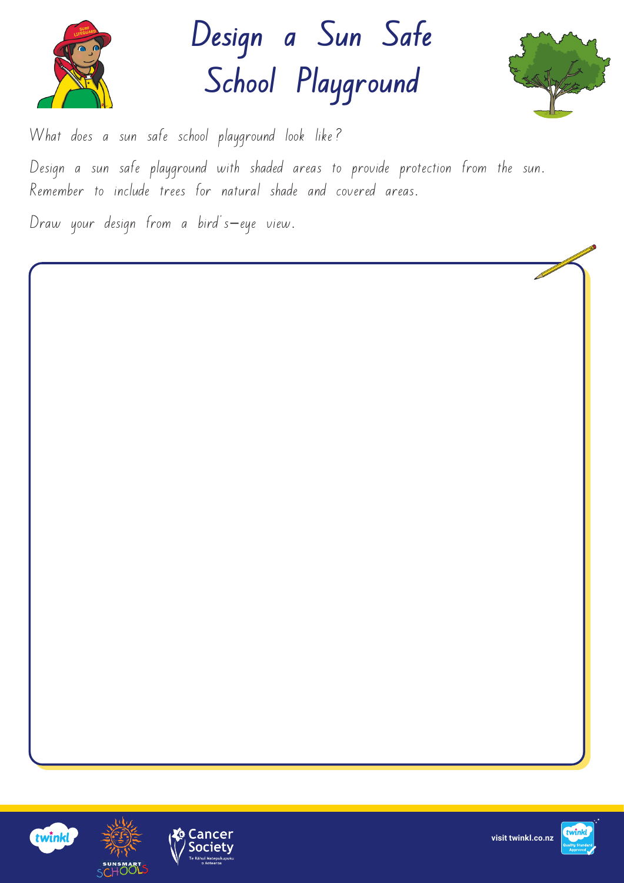# Design a Sun Safe School Playground

What does a sun safe school playground look like?

Design a sun safe playground with shaded areas to provide protection from the sun. Remember to include trees for natural shade and covered areas.

Draw your design from a bird's-eye view.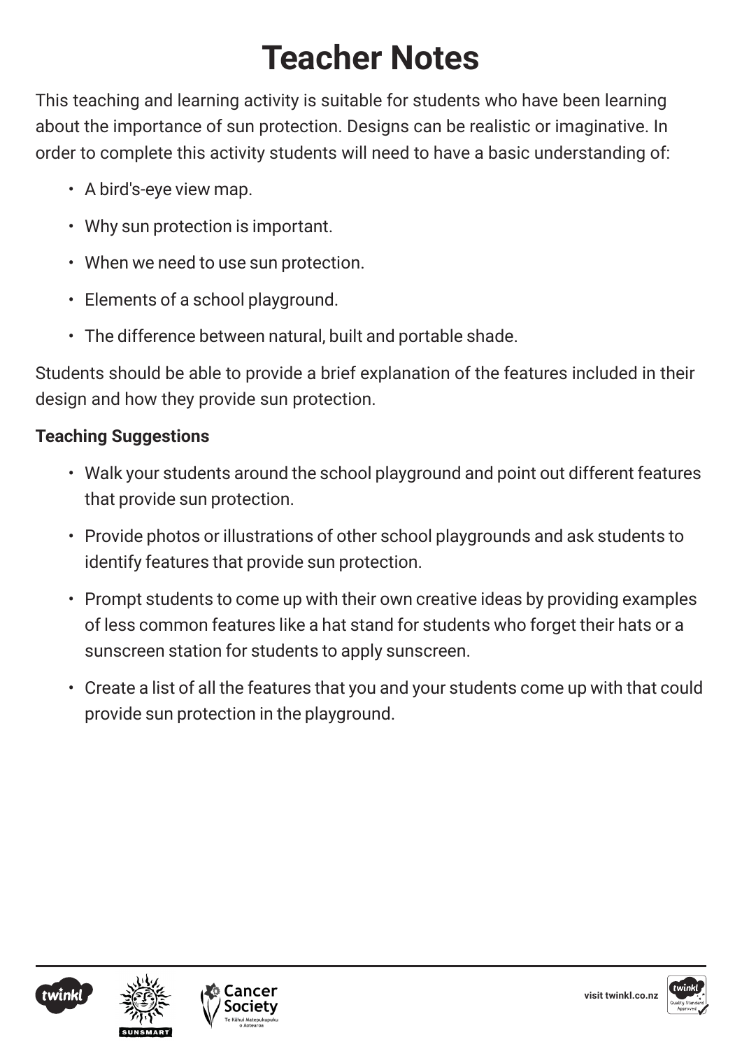# Teacher Notes

This teaching and learning activity is suitable for students who have been learning about the importance of sun protection. Designs can be realistic or imaginative. In order to complete this activity students will need to have a basic understanding of:

- A bird's-eye view map.
- Why sun protection is important.
- When we need to use sun protection.
- Elements of a school playground.
- The difference between natural, built and portable shade.

Students should be able to provide a brief explanation of the features included in their design and how they provide sun protection.

**Teaching Suggestions**

- Walk your students around the school playground and point out different features that provide sun protection.
- Provide photos or illustrations of other school playgrounds and ask students to identify features that provide sun protection.
- Prompt students to come up with their own creative ideas by providing examples of less common features like a hat stand for students who forget their hats or a sunscreen station for students to apply sunscreen.
- Create a list of all the features that you and your students come up with that could provide sun protection in the playground.